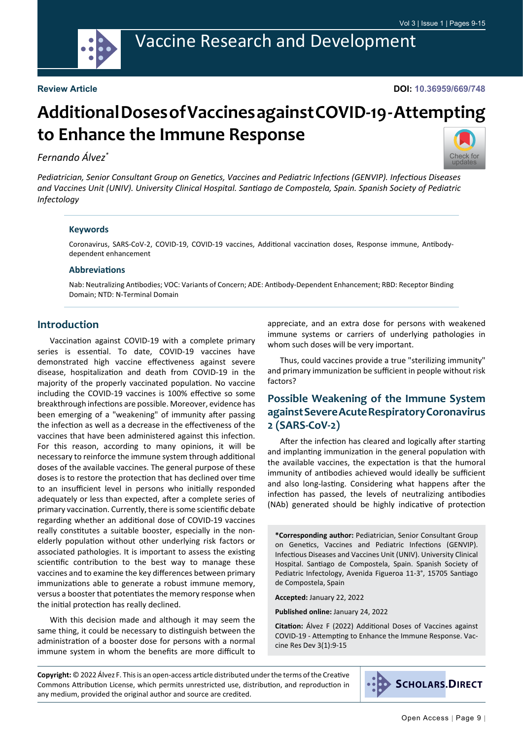Review Article

DOI: 10.36959/669/748

# Additional Doses of Vaccines against COVID-19 - Attempting to Enhance the Immune Response

*Fernando Álvez\**

*Pediatrician, Senior Consultant Group on Genetics, Vaccines and Pediatric Infections (GENVIP). Infectious Diseases and Vaccines Unit (UNIV). University Clinical Hospital. Santiago de Compostela, Spain. Spanish Society of Pediatric Infectology*

### Keywords

Coronavirus, SARS-CoV-2, COVID-19, COVID-19 vaccines, Additional vaccination doses, Response immune, Antibody-dependent enhancement

### Abbreviations

Nab: Neutralizing Antibodies; VOC: Variants of Concern; ADE: Antibody-Dependent Enhancement; RBD: Receptor Binding Domain; NTD: N-Terminal Domain

## Introduction

Vaccination against COVID-19 with a complete primary series is essential. To date, COVID-19 vaccines have demonstrated high vaccine effectiveness against severe disease, hospitalization and death from COVID-19 in the majority of the properly vaccinated population. No vaccine including the COVID-19 vaccines is 100% effective so some breakthrough infections are possible. Moreover, evidence has been emerging of a "weakening" of immunity after passing the infection as well as a decrease in the effectiveness of the vaccines that have been administered against this infection. For this reason, according to many opinions, it will be necessary to reinforce the immune system through additional doses of the available vaccines. The general purpose of these doses is to restore the protection that has declined over time to an insufficient level in persons who initially responded adequately or less than expected, after a complete series of primary vaccination. Currently, there is some scientific debate regarding whether an additional dose of COVID-19 vaccines really constitutes a suitable booster, especially in the non-elderly population without other underlying risk factors or associated pathologies. It is important to assess the existing scientific contribution to the best way to manage these vaccines and to examine the key differences between primary immunizations able to generate a robust immune memory, versus a booster that potentiates the memory response when the initial protection has really declined.

With this decision made and although it may seem the same thing, it could be necessary to distinguish between the administration of a booster dose for persons with a normal immune system in whom the benefits are more difficult to appreciate, and an extra dose for persons with weakened immune systems or carriers of underlying pathologies in whom such doses will be very important.

Thus, could vaccines provide a true "sterilizing immunity" and primary immunization be sufficient in people without risk factors?

## Possible Weakening of the Immune System against Severe Acute Respiratory Coronavirus 2 (SARS-CoV-2)

After the infection has cleared and logically after starting and implanting immunization in the general population with the available vaccines, the expectation is that the humoral immunity of antibodies achieved would ideally be sufficient and also long-lasting. Considering what happens after the infection has passed, the levels of neutralizing antibodies (NAb) generated should be highly indicative of protection

**\*Corresponding author:** Pediatrician, Senior Consultant Group on Genetics, Vaccines and Pediatric Infections (GENVIP). Infectious Diseases and Vaccines Unit (UNIV). University Clinical Hospital. Santiago de Compostela, Spain. Spanish Society of Pediatric Infectology, Avenida Figueroa 11-3°, 15705 Santiago de Compostela, Spain

**Accepted:** January 22, 2022

**Published online:** January 24, 2022

**Citation:** Álvez F (2022) Additional Doses of Vaccines against COVID-19 - Attempting to Enhance the Immune Response. Vaccine Res Dev 3(1):9-15

**Copyright:** © 2022 Álvez F. This is an open-access article distributed under the terms of the Creative Commons Attribution License, which permits unrestricted use, distribution, and reproduction in any medium, provided the original author and source are credited.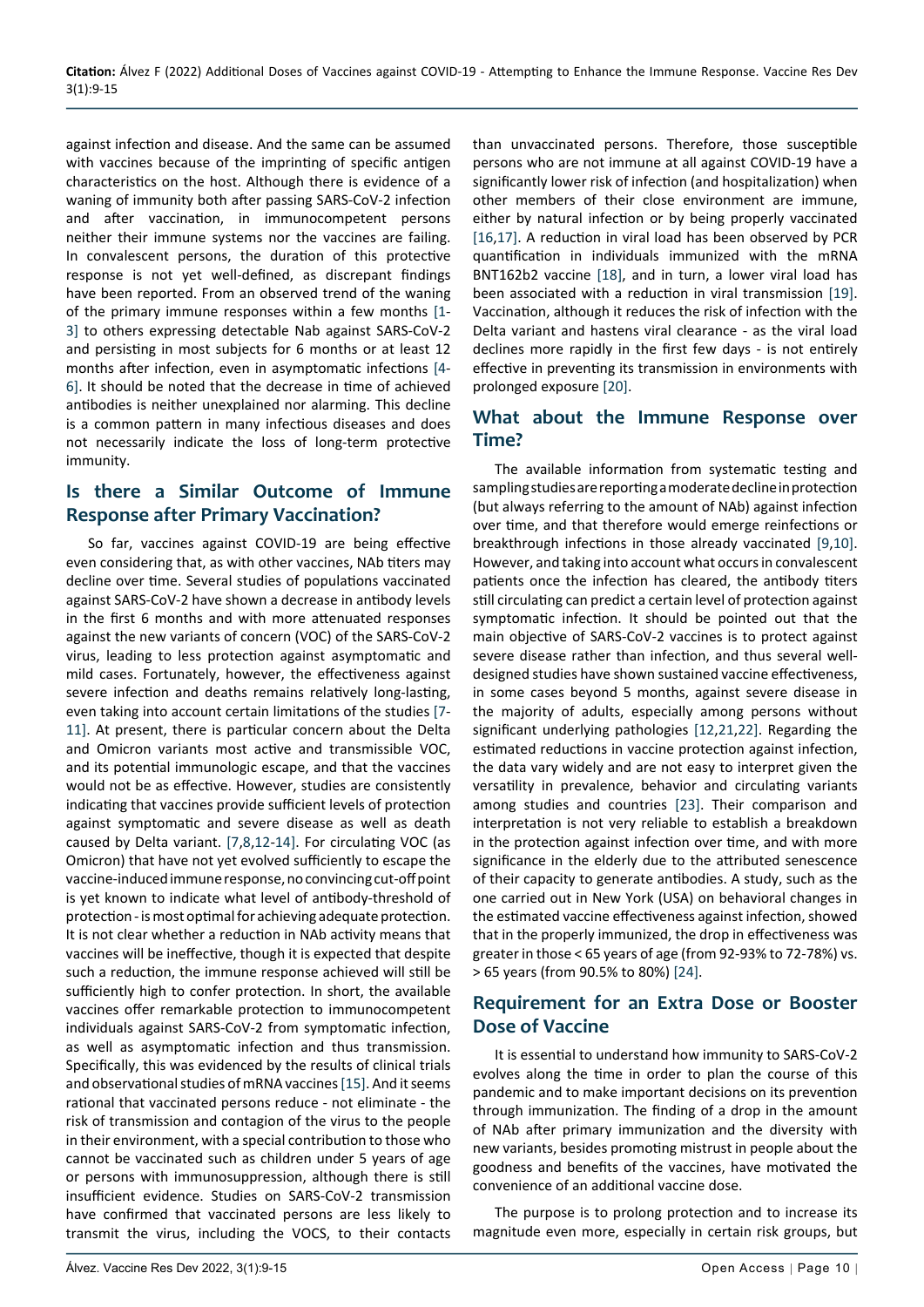against infection and disease. And the same can be assumed with vaccines because of the imprinting of specific antigen characteristics on the host. Although there is evidence of a waning of immunity both after passing SARS-CoV-2 infection and after vaccination, in immunocompetent persons neither their immune systems nor the vaccines are failing. In convalescent persons, the duration of this protective response is not yet well-defined, as discrepant findings have been reported. From an observed trend of the waning of the primary immune responses within a few months [1-3] to others expressing detectable Nab against SARS-CoV-2 and persisting in most subjects for 6 months or at least 12 months after infection, even in asymptomatic infections [4-6]. It should be noted that the decrease in time of achieved antibodies is neither unexplained nor alarming. This decline is a common pattern in many infectious diseases and does not necessarily indicate the loss of long-term protective immunity.

## Is there a Similar Outcome of Immune Response after Primary Vaccination?

So far, vaccines against COVID-19 are being effective even considering that, as with other vaccines, NAb titers may decline over time. Several studies of populations vaccinated against SARS-CoV-2 have shown a decrease in antibody levels in the first 6 months and with more attenuated responses against the new variants of concern (VOC) of the SARS-CoV-2 virus, leading to less protection against asymptomatic and mild cases. Fortunately, however, the effectiveness against severe infection and deaths remains relatively long-lasting, even taking into account certain limitations of the studies [7-11]. At present, there is particular concern about the Delta and Omicron variants most active and transmissible VOC, and its potential immunologic escape, and that the vaccines would not be as effective. However, studies are consistently indicating that vaccines provide sufficient levels of protection against symptomatic and severe disease as well as death caused by Delta variant. [7,8,12-14]. For circulating VOC (as Omicron) that have not yet evolved sufficiently to escape the vaccine-induced immune response, no convincing cut-off point is yet known to indicate what level of antibody-threshold of protection - is most optimal for achieving adequate protection. It is not clear whether a reduction in NAb activity means that vaccines will be ineffective, though it is expected that despite such a reduction, the immune response achieved will still be sufficiently high to confer protection. In short, the available vaccines offer remarkable protection to immunocompetent individuals against SARS-CoV-2 from symptomatic infection, as well as asymptomatic infection and thus transmission. Specifically, this was evidenced by the results of clinical trials and observational studies of mRNA vaccines [15]. And it seems rational that vaccinated persons reduce - not eliminate - the risk of transmission and contagion of the virus to the people in their environment, with a special contribution to those who cannot be vaccinated such as children under 5 years of age or persons with immunosuppression, although there is still insufficient evidence. Studies on SARS-CoV-2 transmission have confirmed that vaccinated persons are less likely to transmit the virus, including the VOCS, to their contacts than unvaccinated persons. Therefore, those susceptible persons who are not immune at all against COVID-19 have a significantly lower risk of infection (and hospitalization) when other members of their close environment are immune, either by natural infection or by being properly vaccinated [16,17]. A reduction in viral load has been observed by PCR quantification in individuals immunized with the mRNA BNT162b2 vaccine [18], and in turn, a lower viral load has been associated with a reduction in viral transmission [19]. Vaccination, although it reduces the risk of infection with the Delta variant and hastens viral clearance - as the viral load declines more rapidly in the first few days - is not entirely effective in preventing its transmission in environments with prolonged exposure [20].

## What about the Immune Response over Time?

The available information from systematic testing and sampling studies are reporting a moderate decline in protection (but always referring to the amount of NAb) against infection over time, and that therefore would emerge reinfections or breakthrough infections in those already vaccinated [9,10]. However, and taking into account what occurs in convalescent patients once the infection has cleared, the antibody titers still circulating can predict a certain level of protection against symptomatic infection. It should be pointed out that the main objective of SARS-CoV-2 vaccines is to protect against severe disease rather than infection, and thus several well-designed studies have shown sustained vaccine effectiveness, in some cases beyond 5 months, against severe disease in the majority of adults, especially among persons without significant underlying pathologies [12,21,22]. Regarding the estimated reductions in vaccine protection against infection, the data vary widely and are not easy to interpret given the versatility in prevalence, behavior and circulating variants among studies and countries [23]. Their comparison and interpretation is not very reliable to establish a breakdown in the protection against infection over time, and with more significance in the elderly due to the attributed senescence of their capacity to generate antibodies. A study, such as the one carried out in New York (USA) on behavioral changes in the estimated vaccine effectiveness against infection, showed that in the properly immunized, the drop in effectiveness was greater in those < 65 years of age (from 92-93% to 72-78%) vs. > 65 years (from 90.5% to 80%) [24].

## Requirement for an Extra Dose or Booster Dose of Vaccine

It is essential to understand how immunity to SARS-CoV-2 evolves along the time in order to plan the course of this pandemic and to make important decisions on its prevention through immunization. The finding of a drop in the amount of NAb after primary immunization and the diversity with new variants, besides promoting mistrust in people about the goodness and benefits of the vaccines, have motivated the convenience of an additional vaccine dose.

The purpose is to prolong protection and to increase its magnitude even more, especially in certain risk groups, but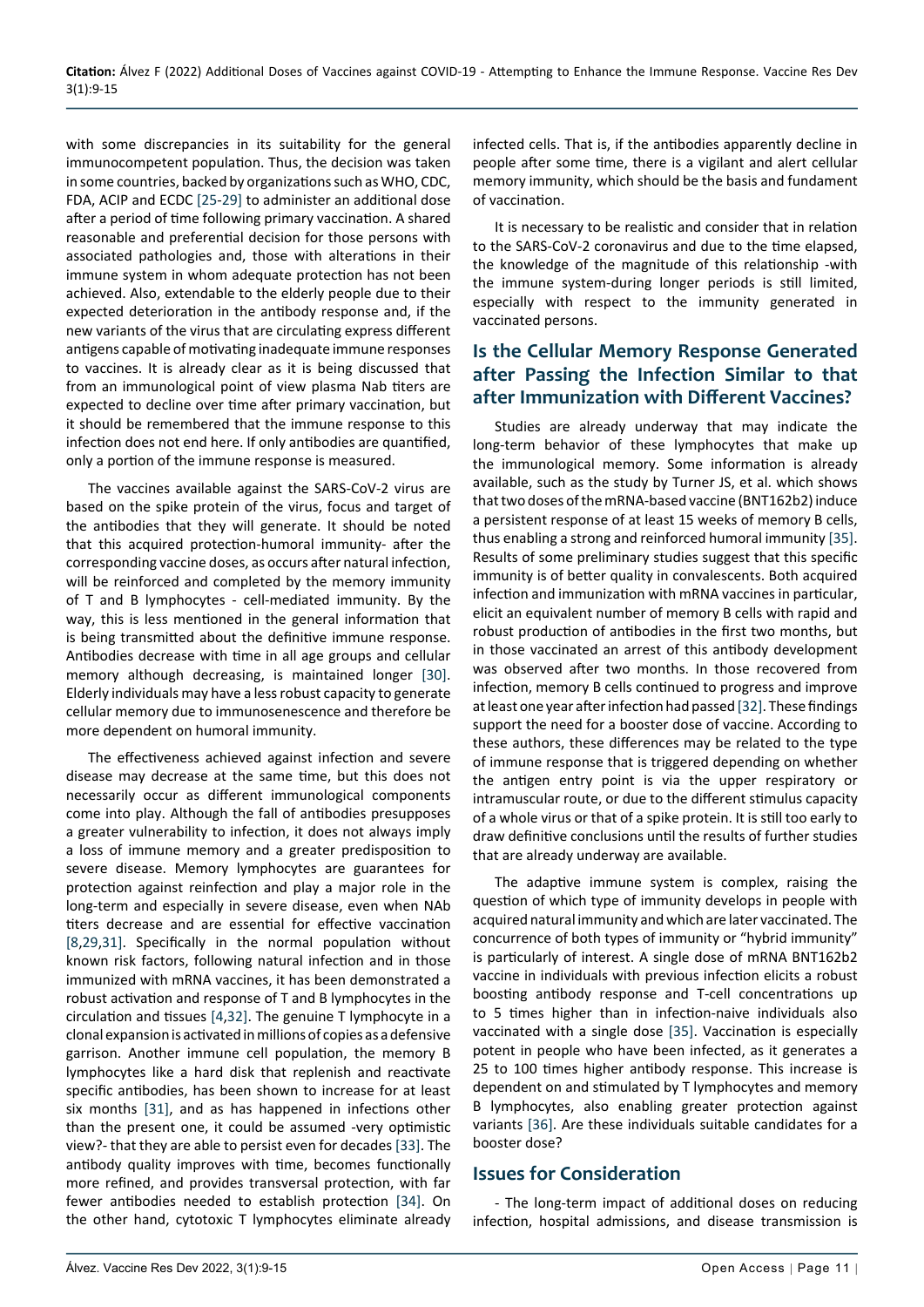with some discrepancies in its suitability for the general immunocompetent population. Thus, the decision was taken in some countries, backed by organizations such as WHO, CDC, FDA, ACIP and ECDC [25-29] to administer an additional dose after a period of time following primary vaccination. A shared reasonable and preferential decision for those persons with associated pathologies and, those with alterations in their immune system in whom adequate protection has not been achieved. Also, extendable to the elderly people due to their expected deterioration in the antibody response and, if the new variants of the virus that are circulating express different antigens capable of motivating inadequate immune responses to vaccines. It is already clear as it is being discussed that from an immunological point of view plasma Nab titers are expected to decline over time after primary vaccination, but it should be remembered that the immune response to this infection does not end here. If only antibodies are quantified, only a portion of the immune response is measured.

The vaccines available against the SARS-CoV-2 virus are based on the spike protein of the virus, focus and target of the antibodies that they will generate. It should be noted that this acquired protection-humoral immunity- after the corresponding vaccine doses, as occurs after natural infection, will be reinforced and completed by the memory immunity of T and B lymphocytes - cell-mediated immunity. By the way, this is less mentioned in the general information that is being transmitted about the definitive immune response. Antibodies decrease with time in all age groups and cellular memory although decreasing, is maintained longer [30]. Elderly individuals may have a less robust capacity to generate cellular memory due to immunosenescence and therefore be more dependent on humoral immunity.

The effectiveness achieved against infection and severe disease may decrease at the same time, but this does not necessarily occur as different immunological components come into play. Although the fall of antibodies presupposes a greater vulnerability to infection, it does not always imply a loss of immune memory and a greater predisposition to severe disease. Memory lymphocytes are guarantees for protection against reinfection and play a major role in the long-term and especially in severe disease, even when NAb titers decrease and are essential for effective vaccination [8,29,31]. Specifically in the normal population without known risk factors, following natural infection and in those immunized with mRNA vaccines, it has been demonstrated a robust activation and response of T and B lymphocytes in the circulation and tissues [4,32]. The genuine T lymphocyte in a clonal expansion is activated in millions of copies as a defensive garrison. Another immune cell population, the memory B lymphocytes like a hard disk that replenish and reactivate specific antibodies, has been shown to increase for at least six months [31], and as has happened in infections other than the present one, it could be assumed -very optimistic view?- that they are able to persist even for decades [33]. The antibody quality improves with time, becomes functionally more refined, and provides transversal protection, with far fewer antibodies needed to establish protection [34]. On the other hand, cytotoxic T lymphocytes eliminate already infected cells. That is, if the antibodies apparently decline in people after some time, there is a vigilant and alert cellular memory immunity, which should be the basis and fundament of vaccination.

It is necessary to be realistic and consider that in relation to the SARS-CoV-2 coronavirus and due to the time elapsed, the knowledge of the magnitude of this relationship -with the immune system-during longer periods is still limited, especially with respect to the immunity generated in vaccinated persons.

## Is the Cellular Memory Response Generated after Passing the Infection Similar to that after Immunization with Different Vaccines?

Studies are already underway that may indicate the long-term behavior of these lymphocytes that make up the immunological memory. Some information is already available, such as the study by Turner JS, et al. which shows that two doses of the mRNA-based vaccine (BNT162b2) induce a persistent response of at least 15 weeks of memory B cells, thus enabling a strong and reinforced humoral immunity [35]. Results of some preliminary studies suggest that this specific immunity is of better quality in convalescents. Both acquired infection and immunization with mRNA vaccines in particular, elicit an equivalent number of memory B cells with rapid and robust production of antibodies in the first two months, but in those vaccinated an arrest of this antibody development was observed after two months. In those recovered from infection, memory B cells continued to progress and improve at least one year after infection had passed [32]. These findings support the need for a booster dose of vaccine. According to these authors, these differences may be related to the type of immune response that is triggered depending on whether the antigen entry point is via the upper respiratory or intramuscular route, or due to the different stimulus capacity of a whole virus or that of a spike protein. It is still too early to draw definitive conclusions until the results of further studies that are already underway are available.

The adaptive immune system is complex, raising the question of which type of immunity develops in people with acquired natural immunity and which are later vaccinated. The concurrence of both types of immunity or "hybrid immunity" is particularly of interest. A single dose of mRNA BNT162b2 vaccine in individuals with previous infection elicits a robust boosting antibody response and T-cell concentrations up to 5 times higher than in infection-naive individuals also vaccinated with a single dose [35]. Vaccination is especially potent in people who have been infected, as it generates a 25 to 100 times higher antibody response. This increase is dependent on and stimulated by T lymphocytes and memory B lymphocytes, also enabling greater protection against variants [36]. Are these individuals suitable candidates for a booster dose?

## Issues for Consideration

- The long-term impact of additional doses on reducing infection, hospital admissions, and disease transmission is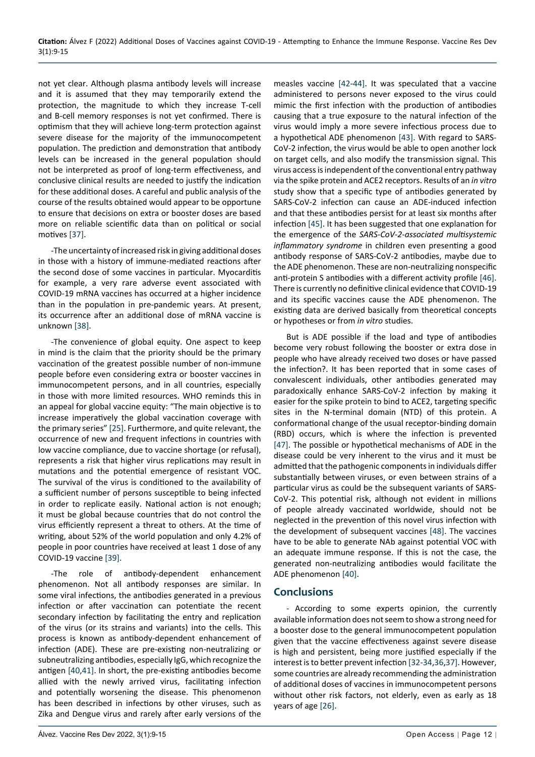not yet clear. Although plasma antibody levels will increase and it is assumed that they may temporarily extend the protection, the magnitude to which they increase T-cell and B-cell memory responses is not yet confirmed. There is optimism that they will achieve long-term protection against severe disease for the majority of the immunocompetent population. The prediction and demonstration that antibody levels can be increased in the general population should not be interpreted as proof of long-term effectiveness, and conclusive clinical results are needed to justify the indication for these additional doses. A careful and public analysis of the course of the results obtained would appear to be opportune to ensure that decisions on extra or booster doses are based more on reliable scientific data than on political or social motives [37].

-The uncertainty of increased risk in giving additional doses in those with a history of immune-mediated reactions after the second dose of some vaccines in particular. Myocarditis for example, a very rare adverse event associated with COVID-19 mRNA vaccines has occurred at a higher incidence than in the population in pre-pandemic years. At present, its occurrence after an additional dose of mRNA vaccine is unknown [38].

-The convenience of global equity. One aspect to keep in mind is the claim that the priority should be the primary vaccination of the greatest possible number of non-immune people before even considering extra or booster vaccines in immunocompetent persons, and in all countries, especially in those with more limited resources. WHO reminds this in an appeal for global vaccine equity: "The main objective is to increase imperatively the global vaccination coverage with the primary series" [25]. Furthermore, and quite relevant, the occurrence of new and frequent infections in countries with low vaccine compliance, due to vaccine shortage (or refusal), represents a risk that higher virus replications may result in mutations and the potential emergence of resistant VOC. The survival of the virus is conditioned to the availability of a sufficient number of persons susceptible to being infected in order to replicate easily. National action is not enough; it must be global because countries that do not control the virus efficiently represent a threat to others. At the time of writing, about 52% of the world population and only 4.2% of people in poor countries have received at least 1 dose of any COVID-19 vaccine [39].

-The role of antibody-dependent enhancement phenomenon. Not all antibody responses are similar. In some viral infections, the antibodies generated in a previous infection or after vaccination can potentiate the recent secondary infection by facilitating the entry and replication of the virus (or its strains and variants) into the cells. This process is known as antibody-dependent enhancement of infection (ADE). These are pre-existing non-neutralizing or subneutralizing antibodies, especially IgG, which recognize the antigen [40,41]. In short, the pre-existing antibodies become allied with the newly arrived virus, facilitating infection and potentially worsening the disease. This phenomenon has been described in infections by other viruses, such as Zika and Dengue virus and rarely after early versions of the measles vaccine [42-44]. It was speculated that a vaccine administered to persons never exposed to the virus could mimic the first infection with the production of antibodies causing that a true exposure to the natural infection of the virus would imply a more severe infectious process due to a hypothetical ADE phenomenon [43]. With regard to SARS-CoV-2 infection, the virus would be able to open another lock on target cells, and also modify the transmission signal. This virus access is independent of the conventional entry pathway via the spike protein and ACE2 receptors. Results of an *in vitro* study show that a specific type of antibodies generated by SARS-CoV-2 infection can cause an ADE-induced infection and that these antibodies persist for at least six months after infection [45]. It has been suggested that one explanation for the emergence of the *SARS-CoV-2-associated multisystemic inflammatory syndrome* in children even presenting a good antibody response of SARS-CoV-2 antibodies, maybe due to the ADE phenomenon. These are non-neutralizing nonspecific anti-protein S antibodies with a different activity profile [46]. There is currently no definitive clinical evidence that COVID-19 and its specific vaccines cause the ADE phenomenon. The existing data are derived basically from theoretical concepts or hypotheses or from *in vitro* studies.

But is ADE possible if the load and type of antibodies become very robust following the booster or extra dose in people who have already received two doses or have passed the infection?. It has been reported that in some cases of convalescent individuals, other antibodies generated may paradoxically enhance SARS-CoV-2 infection by making it easier for the spike protein to bind to ACE2, targeting specific sites in the N-terminal domain (NTD) of this protein. A conformational change of the usual receptor-binding domain (RBD) occurs, which is where the infection is prevented [47]. The possible or hypothetical mechanisms of ADE in the disease could be very inherent to the virus and it must be admitted that the pathogenic components in individuals differ substantially between viruses, or even between strains of a particular virus as could be the subsequent variants of SARS-CoV-2. This potential risk, although not evident in millions of people already vaccinated worldwide, should not be neglected in the prevention of this novel virus infection with the development of subsequent vaccines [48]. The vaccines have to be able to generate NAb against potential VOC with an adequate immune response. If this is not the case, the generated non-neutralizing antibodies would facilitate the ADE phenomenon [40].

## Conclusions

- According to some experts opinion, the currently available information does not seem to show a strong need for a booster dose to the general immunocompetent population given that the vaccine effectiveness against severe disease is high and persistent, being more justified especially if the interest is to better prevent infection [32-34,36,37]. However, some countries are already recommending the administration of additional doses of vaccines in immunocompetent persons without other risk factors, not elderly, even as early as 18 years of age [26].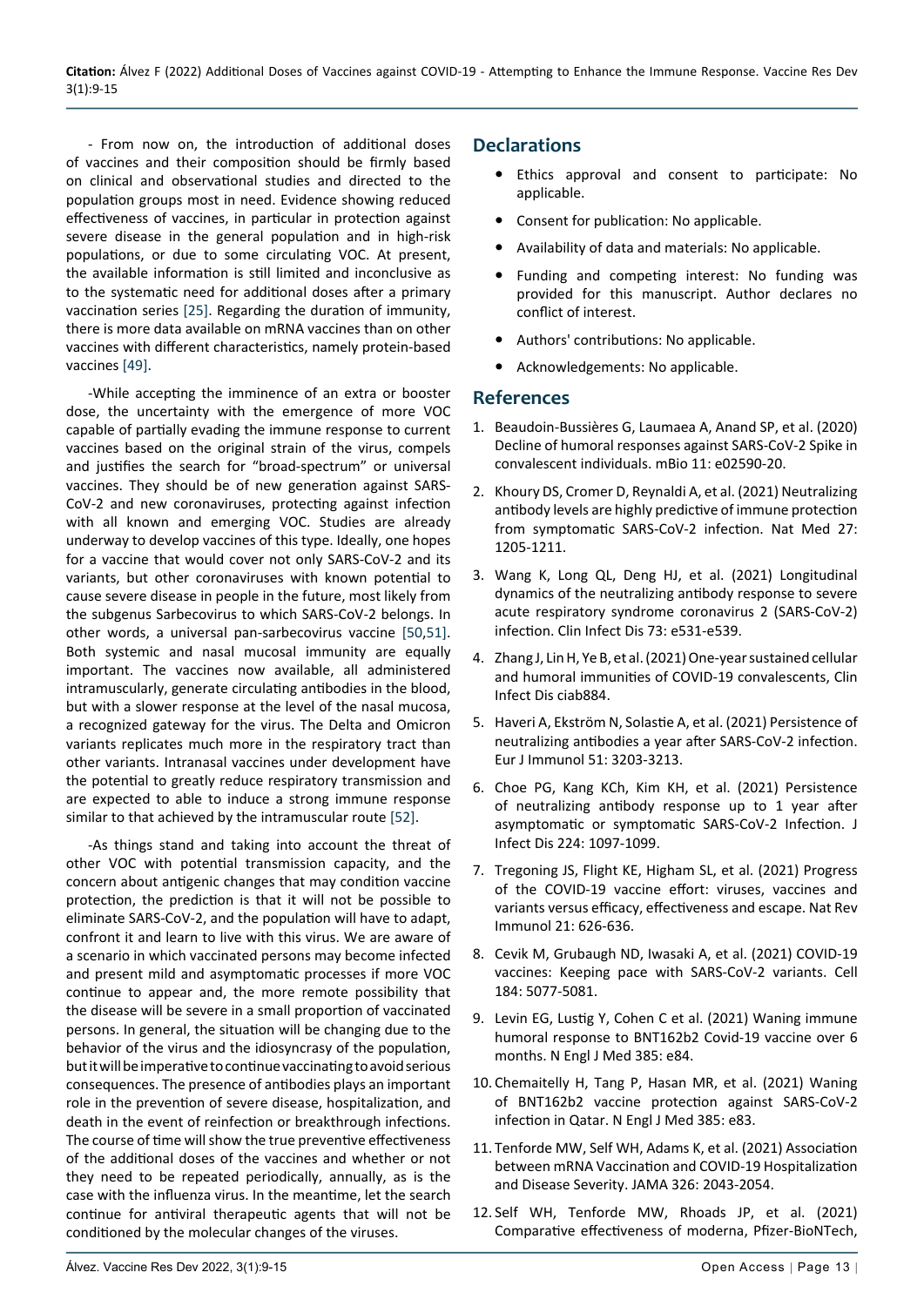- From now on, the introduction of additional doses of vaccines and their composition should be firmly based on clinical and observational studies and directed to the population groups most in need. Evidence showing reduced effectiveness of vaccines, in particular in protection against severe disease in the general population and in high-risk populations, or due to some circulating VOC. At present, the available information is still limited and inconclusive as to the systematic need for additional doses after a primary vaccination series [25]. Regarding the duration of immunity, there is more data available on mRNA vaccines than on other vaccines with different characteristics, namely protein-based vaccines [49].

-While accepting the imminence of an extra or booster dose, the uncertainty with the emergence of more VOC capable of partially evading the immune response to current vaccines based on the original strain of the virus, compels and justifies the search for "broad-spectrum" or universal vaccines. They should be of new generation against SARS-CoV-2 and new coronaviruses, protecting against infection with all known and emerging VOC. Studies are already underway to develop vaccines of this type. Ideally, one hopes for a vaccine that would cover not only SARS-CoV-2 and its variants, but other coronaviruses with known potential to cause severe disease in people in the future, most likely from the subgenus Sarbecovirus to which SARS-CoV-2 belongs. In other words, a universal pan-sarbecovirus vaccine [50,51]. Both systemic and nasal mucosal immunity are equally important. The vaccines now available, all administered intramuscularly, generate circulating antibodies in the blood, but with a slower response at the level of the nasal mucosa, a recognized gateway for the virus. The Delta and Omicron variants replicates much more in the respiratory tract than other variants. Intranasal vaccines under development have the potential to greatly reduce respiratory transmission and are expected to able to induce a strong immune response similar to that achieved by the intramuscular route [52].

-As things stand and taking into account the threat of other VOC with potential transmission capacity, and the concern about antigenic changes that may condition vaccine protection, the prediction is that it will not be possible to eliminate SARS-CoV-2, and the population will have to adapt, confront it and learn to live with this virus. We are aware of a scenario in which vaccinated persons may become infected and present mild and asymptomatic processes if more VOC continue to appear and, the more remote possibility that the disease will be severe in a small proportion of vaccinated persons. In general, the situation will be changing due to the behavior of the virus and the idiosyncrasy of the population, but it will be imperative to continue vaccinating to avoid serious consequences. The presence of antibodies plays an important role in the prevention of severe disease, hospitalization, and death in the event of reinfection or breakthrough infections. The course of time will show the true preventive effectiveness of the additional doses of the vaccines and whether or not they need to be repeated periodically, annually, as is the case with the influenza virus. In the meantime, let the search continue for antiviral therapeutic agents that will not be conditioned by the molecular changes of the viruses.

## Declarations

- Ethics approval and consent to participate: No applicable.
- Consent for publication: No applicable.
- Availability of data and materials: No applicable.
- Funding and competing interest: No funding was provided for this manuscript. Author declares no conflict of interest.
- Authors' contributions: No applicable.
- Acknowledgements: No applicable.

## References

1. Beaudoin-Bussières G, Laumaea A, Anand SP, et al. (2020) Decline of humoral responses against SARS-CoV-2 Spike in convalescent individuals. mBio 11: e02590-20.
2. Khoury DS, Cromer D, Reynaldi A, et al. (2021) Neutralizing antibody levels are highly predictive of immune protection from symptomatic SARS-CoV-2 infection. Nat Med 27: 1205-1211.
3. Wang K, Long QL, Deng HJ, et al. (2021) Longitudinal dynamics of the neutralizing antibody response to severe acute respiratory syndrome coronavirus 2 (SARS-CoV-2) infection. Clin Infect Dis 73: e531-e539.
4. Zhang J, Lin H, Ye B, et al. (2021) One-year sustained cellular and humoral immunities of COVID-19 convalescents, Clin Infect Dis ciab884.
5. Haveri A, Ekström N, Solastie A, et al. (2021) Persistence of neutralizing antibodies a year after SARS-CoV-2 infection. Eur J Immunol 51: 3203-3213.
6. Choe PG, Kang KCh, Kim KH, et al. (2021) Persistence of neutralizing antibody response up to 1 year after asymptomatic or symptomatic SARS-CoV-2 Infection. J Infect Dis 224: 1097-1099.
7. Tregoning JS, Flight KE, Higham SL, et al. (2021) Progress of the COVID-19 vaccine effort: viruses, vaccines and variants versus efficacy, effectiveness and escape. Nat Rev Immunol 21: 626-636.
8. Cevik M, Grubaugh ND, Iwasaki A, et al. (2021) COVID-19 vaccines: Keeping pace with SARS-CoV-2 variants. Cell 184: 5077-5081.
9. Levin EG, Lustig Y, Cohen C et al. (2021) Waning immune humoral response to BNT162b2 Covid-19 vaccine over 6 months. N Engl J Med 385: e84.
10. Chemaitelly H, Tang P, Hasan MR, et al. (2021) Waning of BNT162b2 vaccine protection against SARS-CoV-2 infection in Qatar. N Engl J Med 385: e83.
11. Tenforde MW, Self WH, Adams K, et al. (2021) Association between mRNA Vaccination and COVID-19 Hospitalization and Disease Severity. JAMA 326: 2043-2054.
12. Self WH, Tenforde MW, Rhoads JP, et al. (2021) Comparative effectiveness of moderna, Pfizer-BioNTech,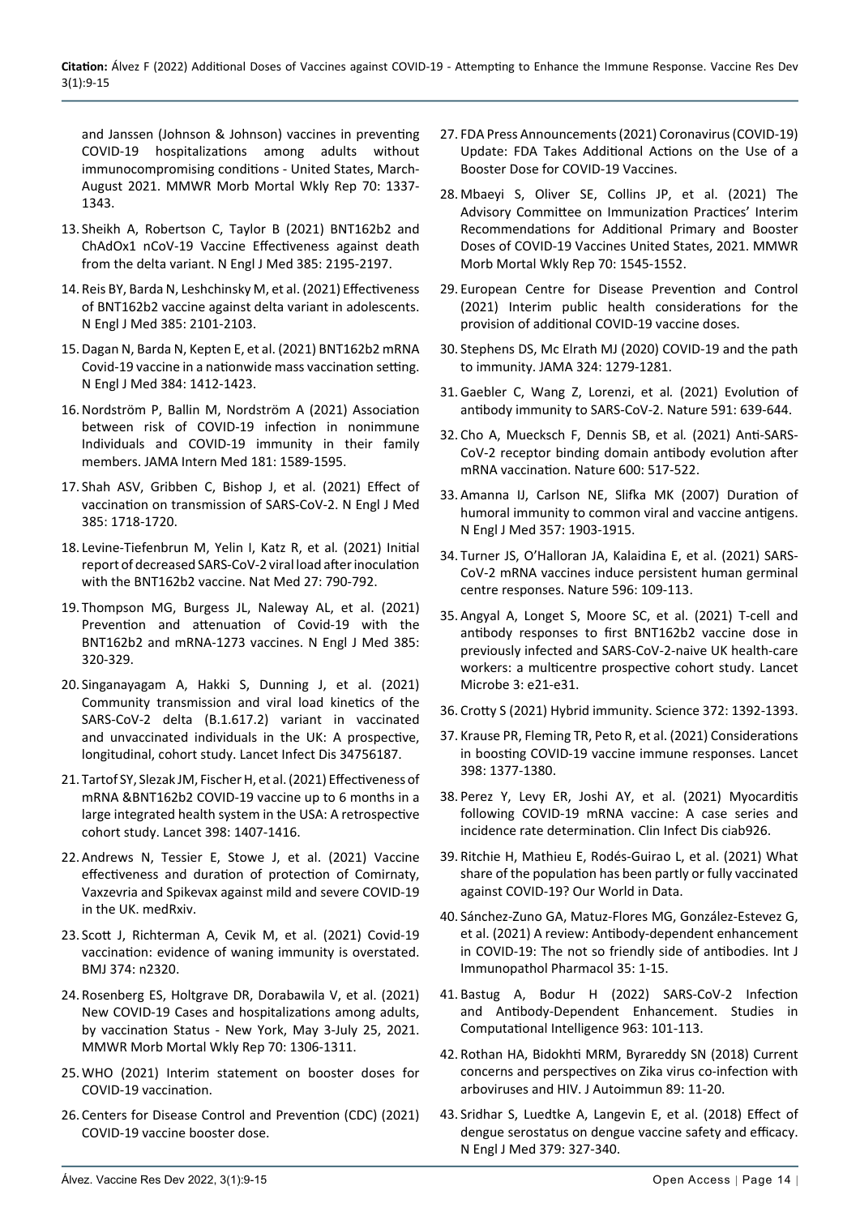and Janssen (Johnson & Johnson) vaccines in preventing COVID-19 hospitalizations among adults without immunocompromising conditions - United States, March-August 2021. MMWR Morb Mortal Wkly Rep 70: 1337-1343.

13. Sheikh A, Robertson C, Taylor B (2021) BNT162b2 and ChAdOx1 nCoV-19 Vaccine Effectiveness against death from the delta variant. N Engl J Med 385: 2195-2197.
14. Reis BY, Barda N, Leshchinsky M, et al. (2021) Effectiveness of BNT162b2 vaccine against delta variant in adolescents. N Engl J Med 385: 2101-2103.
15. Dagan N, Barda N, Kepten E, et al. (2021) BNT162b2 mRNA Covid-19 vaccine in a nationwide mass vaccination setting. N Engl J Med 384: 1412-1423.
16. Nordström P, Ballin M, Nordström A (2021) Association between risk of COVID-19 infection in nonimmune Individuals and COVID-19 immunity in their family members. JAMA Intern Med 181: 1589-1595.
17. Shah ASV, Gribben C, Bishop J, et al. (2021) Effect of vaccination on transmission of SARS-CoV-2. N Engl J Med 385: 1718-1720.
18. Levine-Tiefenbrun M, Yelin I, Katz R, et al. (2021) Initial report of decreased SARS-CoV-2 viral load after inoculation with the BNT162b2 vaccine. Nat Med 27: 790-792.
19. Thompson MG, Burgess JL, Naleway AL, et al. (2021) Prevention and attenuation of Covid-19 with the BNT162b2 and mRNA-1273 vaccines. N Engl J Med 385: 320-329.
20. Singanayagam A, Hakki S, Dunning J, et al. (2021) Community transmission and viral load kinetics of the SARS-CoV-2 delta (B.1.617.2) variant in vaccinated and unvaccinated individuals in the UK: A prospective, longitudinal, cohort study. Lancet Infect Dis 34756187.
21. Tartof SY, Slezak JM, Fischer H, et al. (2021) Effectiveness of mRNA &BNT162b2 COVID-19 vaccine up to 6 months in a large integrated health system in the USA: A retrospective cohort study. Lancet 398: 1407-1416.
22. Andrews N, Tessier E, Stowe J, et al. (2021) Vaccine effectiveness and duration of protection of Comirnaty, Vaxzevria and Spikevax against mild and severe COVID-19 in the UK. medRxiv.
23. Scott J, Richterman A, Cevik M, et al. (2021) Covid-19 vaccination: evidence of waning immunity is overstated. BMJ 374: n2320.
24. Rosenberg ES, Holtgrave DR, Dorabawila V, et al. (2021) New COVID-19 Cases and hospitalizations among adults, by vaccination Status - New York, May 3-July 25, 2021. MMWR Morb Mortal Wkly Rep 70: 1306-1311.
25. WHO (2021) Interim statement on booster doses for COVID-19 vaccination.
26. Centers for Disease Control and Prevention (CDC) (2021) COVID-19 vaccine booster dose.
27. FDA Press Announcements (2021) Coronavirus (COVID-19) Update: FDA Takes Additional Actions on the Use of a Booster Dose for COVID-19 Vaccines.
28. Mbaeyi S, Oliver SE, Collins JP, et al. (2021) The Advisory Committee on Immunization Practices' Interim Recommendations for Additional Primary and Booster Doses of COVID-19 Vaccines United States, 2021. MMWR Morb Mortal Wkly Rep 70: 1545-1552.
29. European Centre for Disease Prevention and Control (2021) Interim public health considerations for the provision of additional COVID-19 vaccine doses.
30. Stephens DS, Mc Elrath MJ (2020) COVID-19 and the path to immunity. JAMA 324: 1279-1281.
31. Gaebler C, Wang Z, Lorenzi, et al. (2021) Evolution of antibody immunity to SARS-CoV-2. Nature 591: 639-644.
32. Cho A, Muecksch F, Dennis SB, et al. (2021) Anti-SARS-CoV-2 receptor binding domain antibody evolution after mRNA vaccination. Nature 600: 517-522.
33. Amanna IJ, Carlson NE, Slifka MK (2007) Duration of humoral immunity to common viral and vaccine antigens. N Engl J Med 357: 1903-1915.
34. Turner JS, O'Halloran JA, Kalaidina E, et al. (2021) SARS-CoV-2 mRNA vaccines induce persistent human germinal centre responses. Nature 596: 109-113.
35. Angyal A, Longet S, Moore SC, et al. (2021) T-cell and antibody responses to first BNT162b2 vaccine dose in previously infected and SARS-CoV-2-naive UK health-care workers: a multicentre prospective cohort study. Lancet Microbe 3: e21-e31.
36. Crotty S (2021) Hybrid immunity. Science 372: 1392-1393.
37. Krause PR, Fleming TR, Peto R, et al. (2021) Considerations in boosting COVID-19 vaccine immune responses. Lancet 398: 1377-1380.
38. Perez Y, Levy ER, Joshi AY, et al. (2021) Myocarditis following COVID-19 mRNA vaccine: A case series and incidence rate determination. Clin Infect Dis ciab926.
39. Ritchie H, Mathieu E, Rodés-Guirao L, et al. (2021) What share of the population has been partly or fully vaccinated against COVID-19? Our World in Data.
40. Sánchez-Zuno GA, Matuz-Flores MG, González-Estevez G, et al. (2021) A review: Antibody-dependent enhancement in COVID-19: The not so friendly side of antibodies. Int J Immunopathol Pharmacol 35: 1-15.
41. Bastug A, Bodur H (2022) SARS-CoV-2 Infection and Antibody-Dependent Enhancement. Studies in Computational Intelligence 963: 101-113.
42. Rothan HA, Bidokhti MRM, Byrareddy SN (2018) Current concerns and perspectives on Zika virus co-infection with arboviruses and HIV. J Autoimmun 89: 11-20.
43. Sridhar S, Luedtke A, Langevin E, et al. (2018) Effect of dengue serostatus on dengue vaccine safety and efficacy. N Engl J Med 379: 327-340.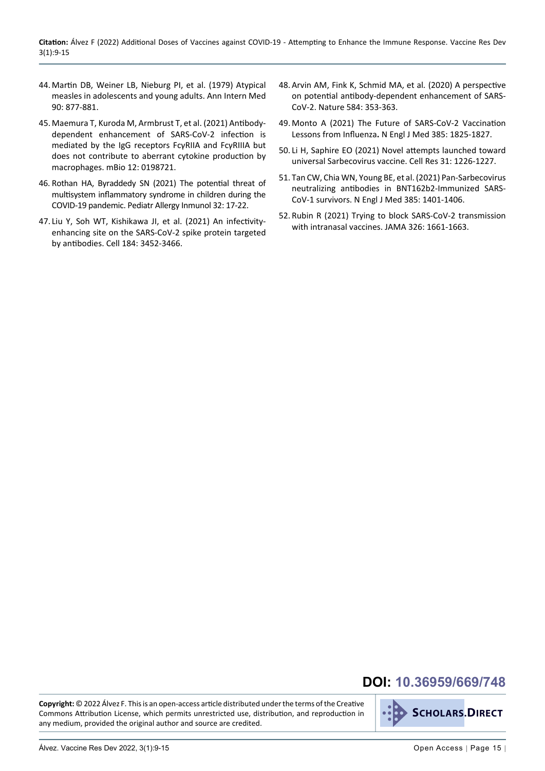44. Martin DB, Weiner LB, Nieburg PI, et al. (1979) Atypical measles in adolescents and young adults. Ann Intern Med 90: 877-881.

45. Maemura T, Kuroda M, Armbrust T, et al. (2021) Antibody-dependent enhancement of SARS-CoV-2 infection is mediated by the IgG receptors FcγRIIA and FcγRIIIA but does not contribute to aberrant cytokine production by macrophages. mBio 12: 0198721.

46. Rothan HA, Byraddedy SN (2021) The potential threat of multisystem inflammatory syndrome in children during the COVID-19 pandemic. Pediatr Allergy Inmunol 32: 17-22.

47. Liu Y, Soh WT, Kishikawa JI, et al. (2021) An infectivity-enhancing site on the SARS-CoV-2 spike protein targeted by antibodies. Cell 184: 3452-3466.

48. Arvin AM, Fink K, Schmid MA, et al. (2020) A perspective on potential antibody-dependent enhancement of SARS-CoV-2. Nature 584: 353-363.

49. Monto A (2021) The Future of SARS-CoV-2 Vaccination Lessons from Influenza. N Engl J Med 385: 1825-1827.

50. Li H, Saphire EO (2021) Novel attempts launched toward universal Sarbecovirus vaccine. Cell Res 31: 1226-1227.

51. Tan CW, Chia WN, Young BE, et al. (2021) Pan-Sarbecovirus neutralizing antibodies in BNT162b2-Immunized SARS-CoV-1 survivors. N Engl J Med 385: 1401-1406.

52. Rubin R (2021) Trying to block SARS-CoV-2 transmission with intranasal vaccines. JAMA 326: 1661-1663.

**DOI: 10.36959/669/748**

**Copyright:** © 2022 Álvez F. This is an open-access article distributed under the terms of the Creative Commons Attribution License, which permits unrestricted use, distribution, and reproduction in any medium, provided the original author and source are credited.

SCHOLARS.DIRECT